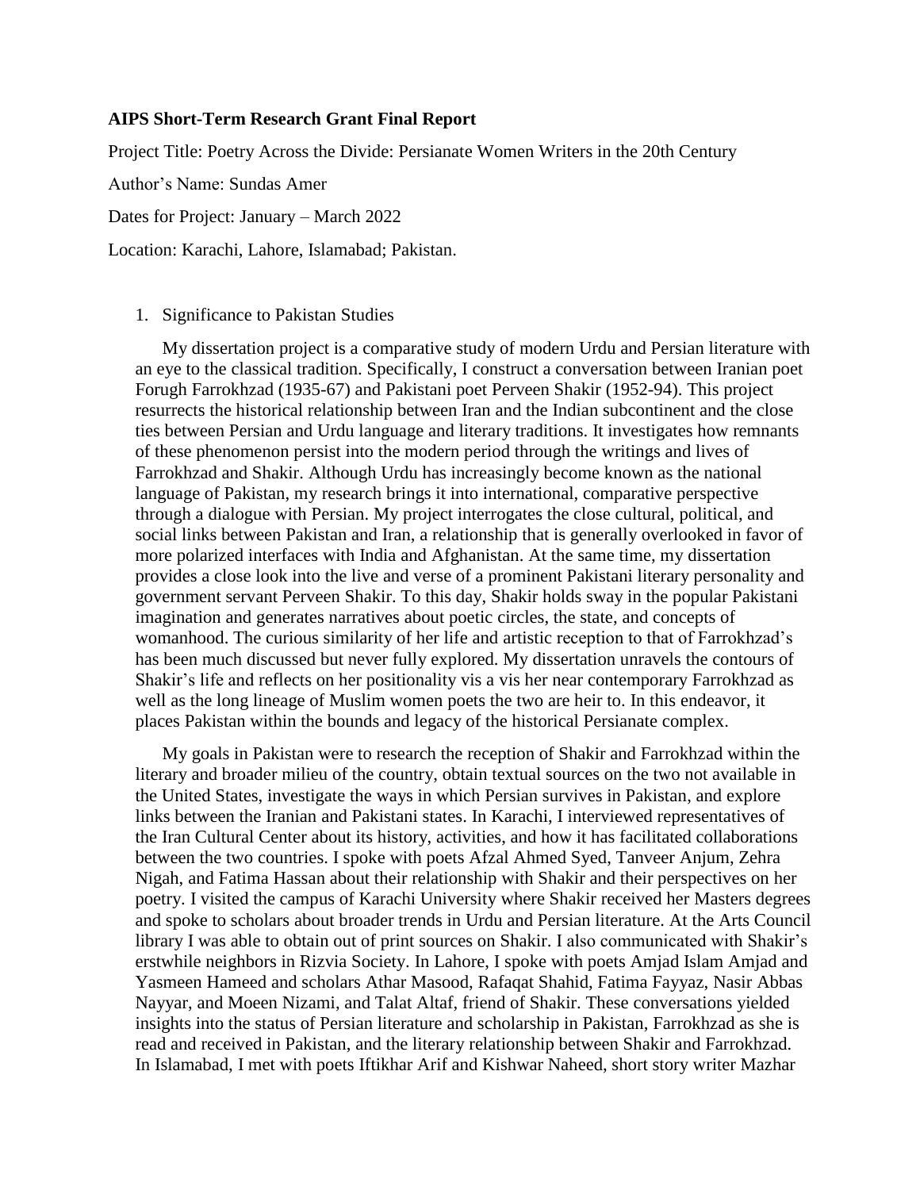**AIPS Short-Term Research Grant Final Report**

Project Title: Poetry Across the Divide: Persianate Women Writers in the 20th Century

Author's Name: Sundas Amer

Dates for Project: January – March 2022

Location: Karachi, Lahore, Islamabad; Pakistan.

1. Significance to Pakistan Studies

My dissertation project is a comparative study of modern Urdu and Persian literature with an eye to the classical tradition. Specifically, I construct a conversation between Iranian poet Forugh Farrokhzad (1935-67) and Pakistani poet Perveen Shakir (1952-94). This project resurrects the historical relationship between Iran and the Indian subcontinent and the close ties between Persian and Urdu language and literary traditions. It investigates how remnants of these phenomenon persist into the modern period through the writings and lives of Farrokhzad and Shakir. Although Urdu has increasingly become known as the national language of Pakistan, my research brings it into international, comparative perspective through a dialogue with Persian. My project interrogates the close cultural, political, and social links between Pakistan and Iran, a relationship that is generally overlooked in favor of more polarized interfaces with India and Afghanistan. At the same time, my dissertation provides a close look into the live and verse of a prominent Pakistani literary personality and government servant Perveen Shakir. To this day, Shakir holds sway in the popular Pakistani imagination and generates narratives about poetic circles, the state, and concepts of womanhood. The curious similarity of her life and artistic reception to that of Farrokhzad's has been much discussed but never fully explored. My dissertation unravels the contours of Shakir's life and reflects on her positionality vis a vis her near contemporary Farrokhzad as well as the long lineage of Muslim women poets the two are heir to. In this endeavor, it places Pakistan within the bounds and legacy of the historical Persianate complex.

My goals in Pakistan were to research the reception of Shakir and Farrokhzad within the literary and broader milieu of the country, obtain textual sources on the two not available in the United States, investigate the ways in which Persian survives in Pakistan, and explore links between the Iranian and Pakistani states. In Karachi, I interviewed representatives of the Iran Cultural Center about its history, activities, and how it has facilitated collaborations between the two countries. I spoke with poets Afzal Ahmed Syed, Tanveer Anjum, Zehra Nigah, and Fatima Hassan about their relationship with Shakir and their perspectives on her poetry. I visited the campus of Karachi University where Shakir received her Masters degrees and spoke to scholars about broader trends in Urdu and Persian literature. At the Arts Council library I was able to obtain out of print sources on Shakir. I also communicated with Shakir's erstwhile neighbors in Rizvia Society. In Lahore, I spoke with poets Amjad Islam Amjad and Yasmeen Hameed and scholars Athar Masood, Rafaqat Shahid, Fatima Fayyaz, Nasir Abbas Nayyar, and Moeen Nizami, and Talat Altaf, friend of Shakir. These conversations yielded insights into the status of Persian literature and scholarship in Pakistan, Farrokhzad as she is read and received in Pakistan, and the literary relationship between Shakir and Farrokhzad. In Islamabad, I met with poets Iftikhar Arif and Kishwar Naheed, short story writer Mazhar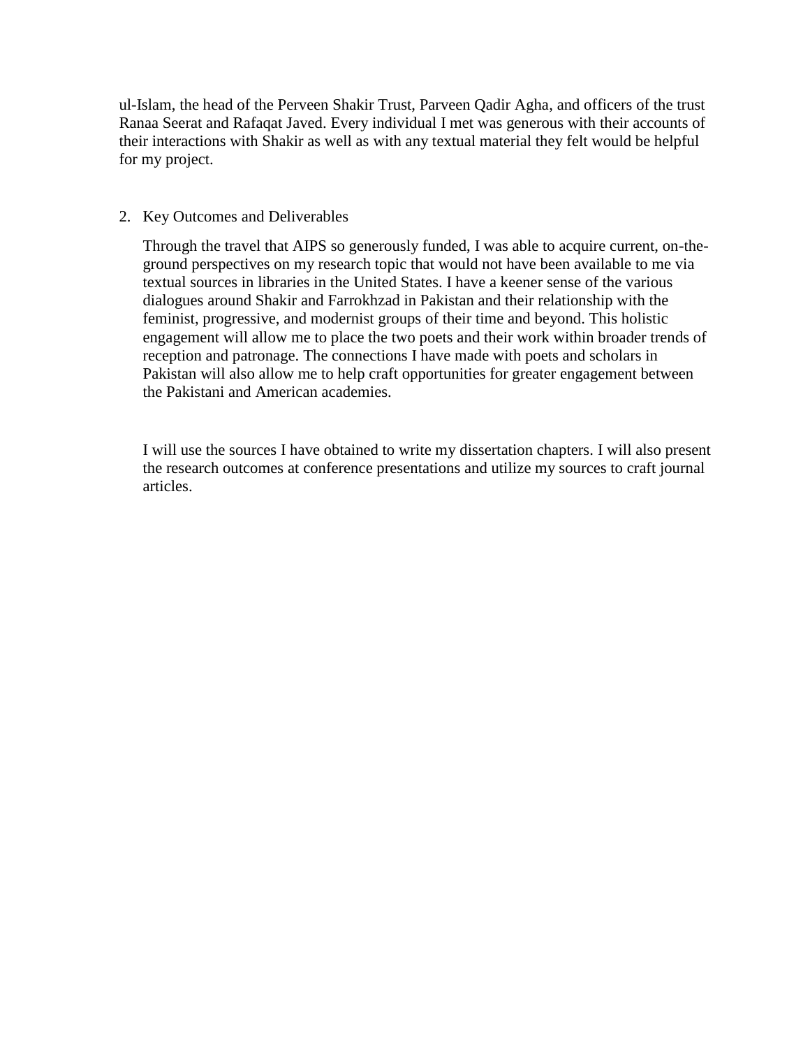ul-Islam, the head of the Perveen Shakir Trust, Parveen Qadir Agha, and officers of the trust Ranaa Seerat and Rafaqat Javed. Every individual I met was generous with their accounts of their interactions with Shakir as well as with any textual material they felt would be helpful for my project.

2. Key Outcomes and Deliverables

   Through the travel that AIPS so generously funded, I was able to acquire current, on-the-ground perspectives on my research topic that would not have been available to me via textual sources in libraries in the United States. I have a keener sense of the various dialogues around Shakir and Farrokhzad in Pakistan and their relationship with the feminist, progressive, and modernist groups of their time and beyond. This holistic engagement will allow me to place the two poets and their work within broader trends of reception and patronage. The connections I have made with poets and scholars in Pakistan will also allow me to help craft opportunities for greater engagement between the Pakistani and American academies.

   I will use the sources I have obtained to write my dissertation chapters. I will also present the research outcomes at conference presentations and utilize my sources to craft journal articles.